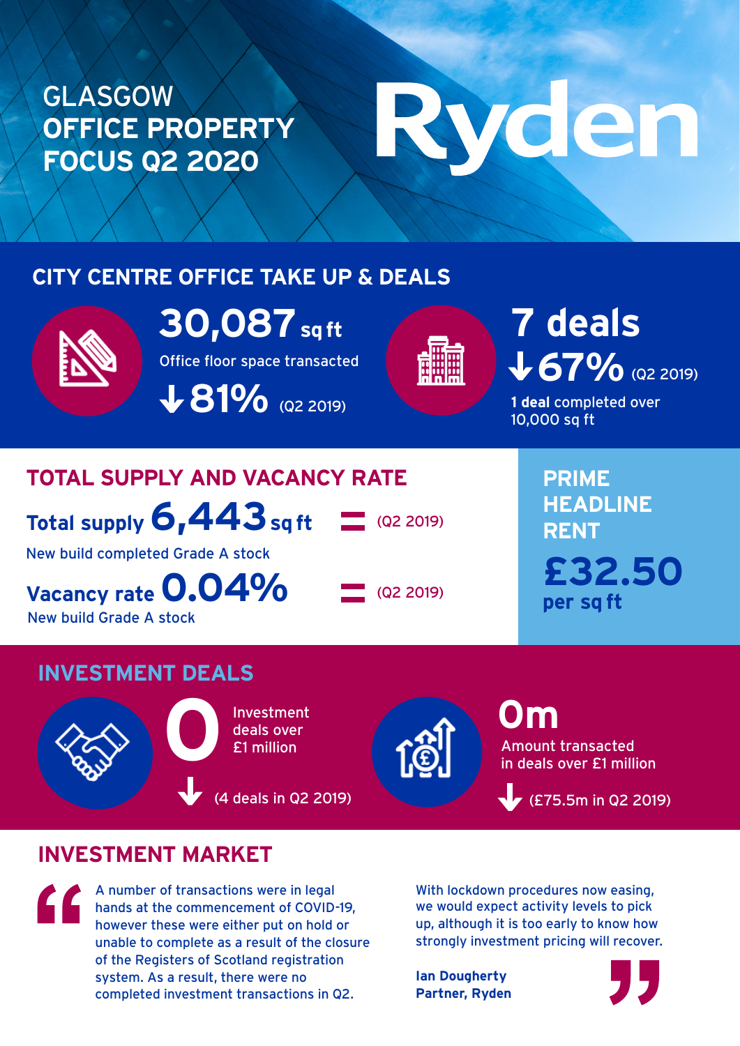# GLASGOW OFFICE PROPERTY FOCUS Q2 2020

Ryden

## CITY CENTRE OFFICE TAKE UP & DEALS

**30,087** sq ft

Office floor space transacted

↓ **81%** (Q2 2019)

**7 deals**

↓ **67%** (Q2 2019)

**1 deal** completed over 10,000 sq ft

## TOTAL SUPPLY AND VACANCY RATE

**Total supply 6,443 sq ft** = (Q2 2019)

New build completed Grade A stock

**Vacancy rate 0.04%** = (Q2 2019)

New build Grade A stock

## PRIME HEADLINE RENT

**£32.50 per sq ft**

## INVESTMENT DEALS

**0** Investment deals over £1 million

↓ (4 deals in Q2 2019)

**0m** Amount transacted in deals over £1 million

↓ (£75.5m in Q2 2019)

## INVESTMENT MARKET

"A number of transactions were in legal hands at the commencement of COVID-19, however these were either put on hold or unable to complete as a result of the closure of the Registers of Scotland registration system. As a result, there were no completed investment transactions in Q2.

With lockdown procedures now easing, we would expect activity levels to pick up, although it is too early to know how strongly investment pricing will recover."

**Ian Dougherty**
**Partner, Ryden**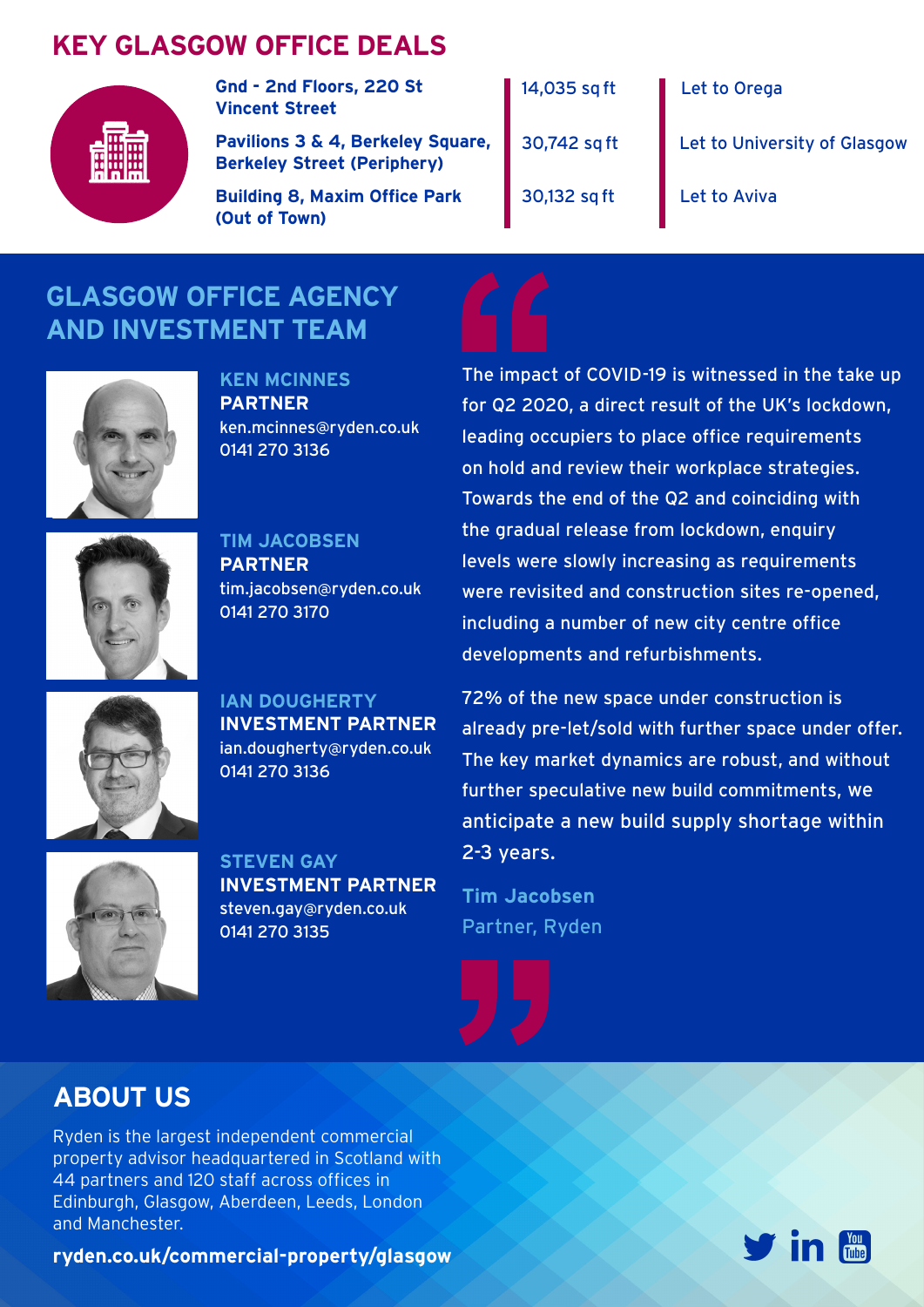## KEY GLASGOW OFFICE DEALS

| | | |
|---|---|---|
| **Gnd - 2nd Floors, 220 St Vincent Street** | 14,035 sq ft | Let to Orega |
| **Pavilions 3 & 4, Berkeley Square, Berkeley Street (Periphery)** | 30,742 sq ft | Let to University of Glasgow |
| **Building 8, Maxim Office Park (Out of Town)** | 30,132 sq ft | Let to Aviva |

## GLASGOW OFFICE AGENCY AND INVESTMENT TEAM

**KEN MCINNES**
**PARTNER**
ken.mcinnes@ryden.co.uk
0141 270 3136

**TIM JACOBSEN**
**PARTNER**
tim.jacobsen@ryden.co.uk
0141 270 3170

**IAN DOUGHERTY**
**INVESTMENT PARTNER**
ian.dougherty@ryden.co.uk
0141 270 3136

**STEVEN GAY**
**INVESTMENT PARTNER**
steven.gay@ryden.co.uk
0141 270 3135

"The impact of COVID-19 is witnessed in the take up for Q2 2020, a direct result of the UK's lockdown, leading occupiers to place office requirements on hold and review their workplace strategies. Towards the end of the Q2 and coinciding with the gradual release from lockdown, enquiry levels were slowly increasing as requirements were revisited and construction sites re-opened, including a number of new city centre office developments and refurbishments.

72% of the new space under construction is already pre-let/sold with further space under offer. The key market dynamics are robust, and without further speculative new build commitments, we anticipate a new build supply shortage within 2-3 years."

**Tim Jacobsen**
Partner, Ryden

## ABOUT US

Ryden is the largest independent commercial property advisor headquartered in Scotland with 44 partners and 120 staff across offices in Edinburgh, Glasgow, Aberdeen, Leeds, London and Manchester.

**ryden.co.uk/commercial-property/glasgow**